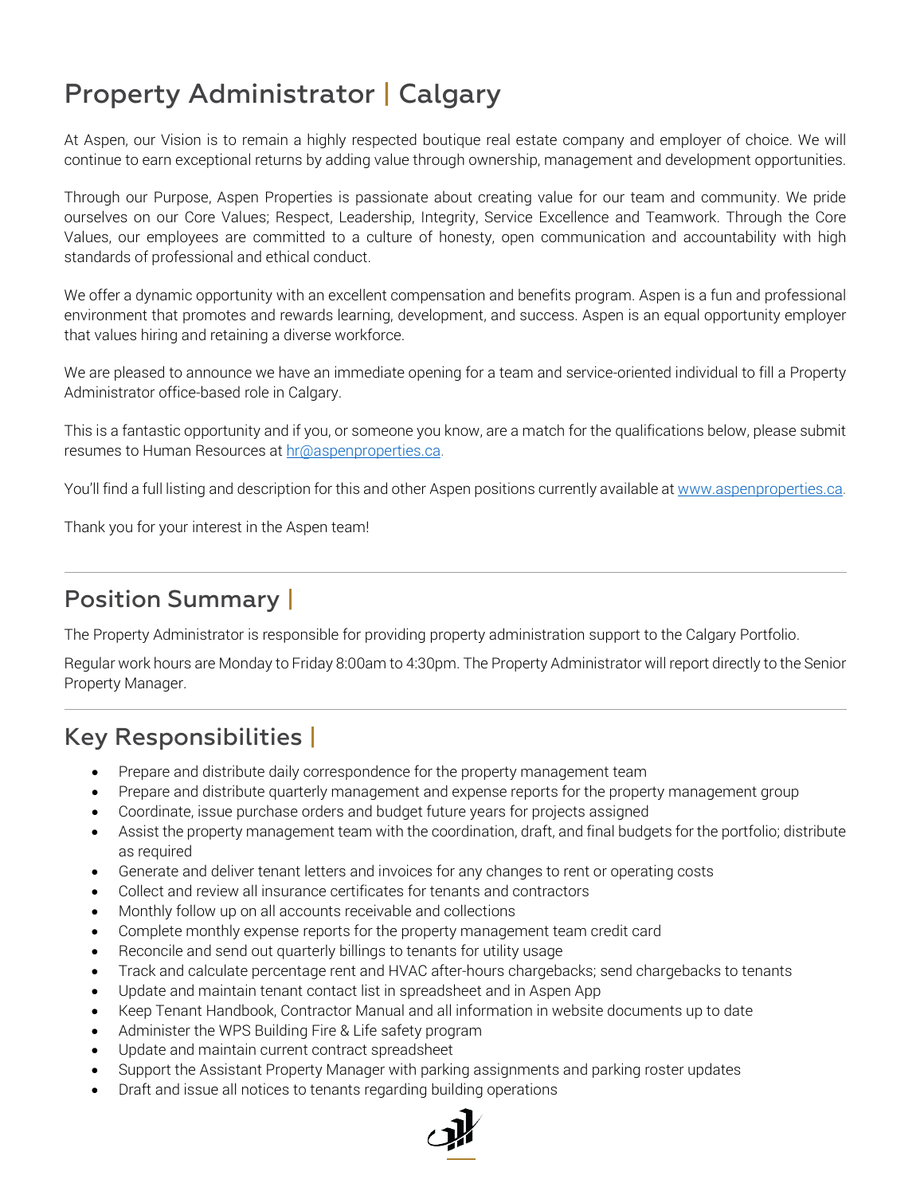# Property Administrator | Calgary

At Aspen, our Vision is to remain a highly respected boutique real estate company and employer of choice. We will continue to earn exceptional returns by adding value through ownership, management and development opportunities.

Through our Purpose, Aspen Properties is passionate about creating value for our team and community. We pride ourselves on our Core Values; Respect, Leadership, Integrity, Service Excellence and Teamwork. Through the Core Values, our employees are committed to a culture of honesty, open communication and accountability with high standards of professional and ethical conduct.

We offer a dynamic opportunity with an excellent compensation and benefits program. Aspen is a fun and professional environment that promotes and rewards learning, development, and success. Aspen is an equal opportunity employer that values hiring and retaining a diverse workforce.

We are pleased to announce we have an immediate opening for a team and service-oriented individual to fill a Property Administrator office-based role in Calgary.

This is a fantastic opportunity and if you, or someone you know, are a match for the qualifications below, please submit resumes to Human Resources at hr@aspenproperties.ca.

You'll find a full listing and description for this and other Aspen positions currently available at www.aspenproperties.ca.

Thank you for your interest in the Aspen team!

---

## Position Summary |

The Property Administrator is responsible for providing property administration support to the Calgary Portfolio.

Regular work hours are Monday to Friday 8:00am to 4:30pm. The Property Administrator will report directly to the Senior Property Manager.

---

## Key Responsibilities |

- Prepare and distribute daily correspondence for the property management team
- Prepare and distribute quarterly management and expense reports for the property management group
- Coordinate, issue purchase orders and budget future years for projects assigned
- Assist the property management team with the coordination, draft, and final budgets for the portfolio; distribute as required
- Generate and deliver tenant letters and invoices for any changes to rent or operating costs
- Collect and review all insurance certificates for tenants and contractors
- Monthly follow up on all accounts receivable and collections
- Complete monthly expense reports for the property management team credit card
- Reconcile and send out quarterly billings to tenants for utility usage
- Track and calculate percentage rent and HVAC after-hours chargebacks; send chargebacks to tenants
- Update and maintain tenant contact list in spreadsheet and in Aspen App
- Keep Tenant Handbook, Contractor Manual and all information in website documents up to date
- Administer the WPS Building Fire & Life safety program
- Update and maintain current contract spreadsheet
- Support the Assistant Property Manager with parking assignments and parking roster updates
- Draft and issue all notices to tenants regarding building operations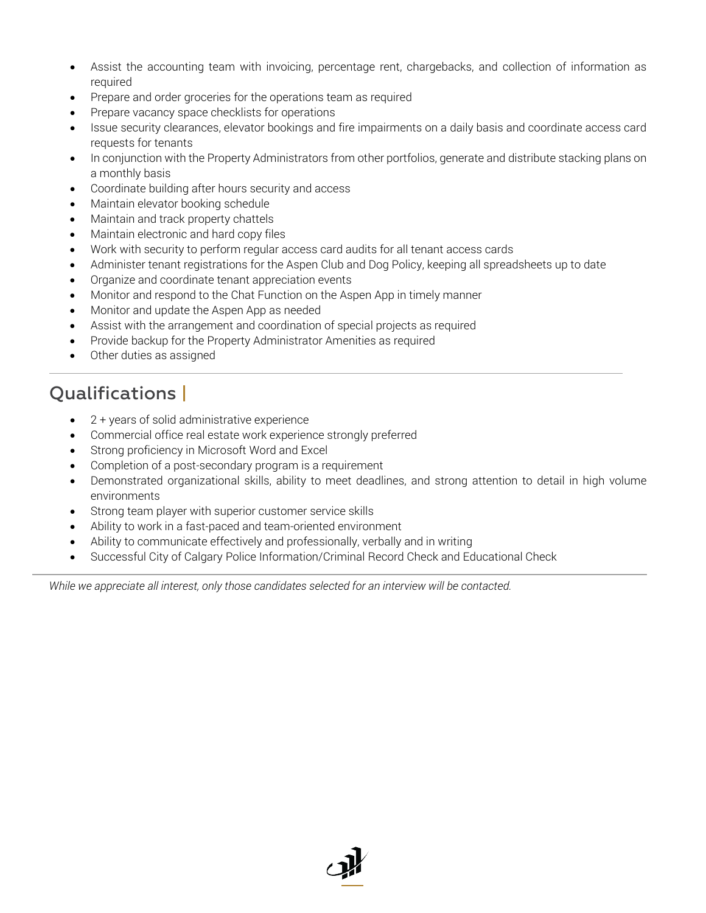- Assist the accounting team with invoicing, percentage rent, chargebacks, and collection of information as required
- Prepare and order groceries for the operations team as required
- Prepare vacancy space checklists for operations
- Issue security clearances, elevator bookings and fire impairments on a daily basis and coordinate access card requests for tenants
- In conjunction with the Property Administrators from other portfolios, generate and distribute stacking plans on a monthly basis
- Coordinate building after hours security and access
- Maintain elevator booking schedule
- Maintain and track property chattels
- Maintain electronic and hard copy files
- Work with security to perform regular access card audits for all tenant access cards
- Administer tenant registrations for the Aspen Club and Dog Policy, keeping all spreadsheets up to date
- Organize and coordinate tenant appreciation events
- Monitor and respond to the Chat Function on the Aspen App in timely manner
- Monitor and update the Aspen App as needed
- Assist with the arrangement and coordination of special projects as required
- Provide backup for the Property Administrator Amenities as required
- Other duties as assigned

## Qualifications |

- 2 + years of solid administrative experience
- Commercial office real estate work experience strongly preferred
- Strong proficiency in Microsoft Word and Excel
- Completion of a post-secondary program is a requirement
- Demonstrated organizational skills, ability to meet deadlines, and strong attention to detail in high volume environments
- Strong team player with superior customer service skills
- Ability to work in a fast-paced and team-oriented environment
- Ability to communicate effectively and professionally, verbally and in writing
- Successful City of Calgary Police Information/Criminal Record Check and Educational Check

*While we appreciate all interest, only those candidates selected for an interview will be contacted.*